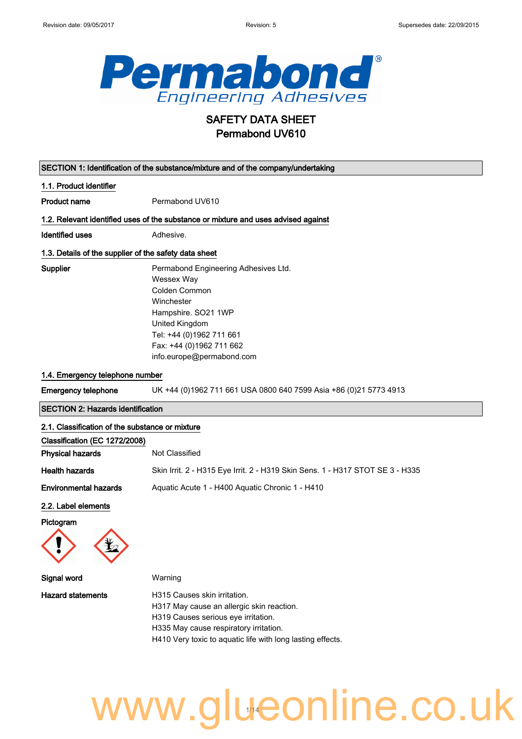Revision date: 09/05/2017 Revision: 5 Supersedes date: 22/09/2015

# SAFETY DATA SHEET
# Permabond UV610

## SECTION 1: Identification of the substance/mixture and of the company/undertaking

### 1.1. Product identifier

**Product name** Permabond UV610

### 1.2. Relevant identified uses of the substance or mixture and uses advised against

**Identified uses** Adhesive.

### 1.3. Details of the supplier of the safety data sheet

**Supplier**
Permabond Engineering Adhesives Ltd.
Wessex Way
Colden Common
Winchester
Hampshire. SO21 1WP
United Kingdom
Tel: +44 (0)1962 711 661
Fax: +44 (0)1962 711 662
info.europe@permabond.com

### 1.4. Emergency telephone number

**Emergency telephone** UK +44 (0)1962 711 661 USA 0800 640 7599 Asia +86 (0)21 5773 4913

## SECTION 2: Hazards identification

### 2.1. Classification of the substance or mixture

**Classification (EC 1272/2008)**

**Physical hazards** Not Classified

**Health hazards** Skin Irrit. 2 - H315 Eye Irrit. 2 - H319 Skin Sens. 1 - H317 STOT SE 3 - H335

**Environmental hazards** Aquatic Acute 1 - H400 Aquatic Chronic 1 - H410

### 2.2. Label elements

**Pictogram**

**Signal word** Warning

**Hazard statements**
H315 Causes skin irritation.
H317 May cause an allergic skin reaction.
H319 Causes serious eye irritation.
H335 May cause respiratory irritation.
H410 Very toxic to aquatic life with long lasting effects.

www.glueonline.co.uk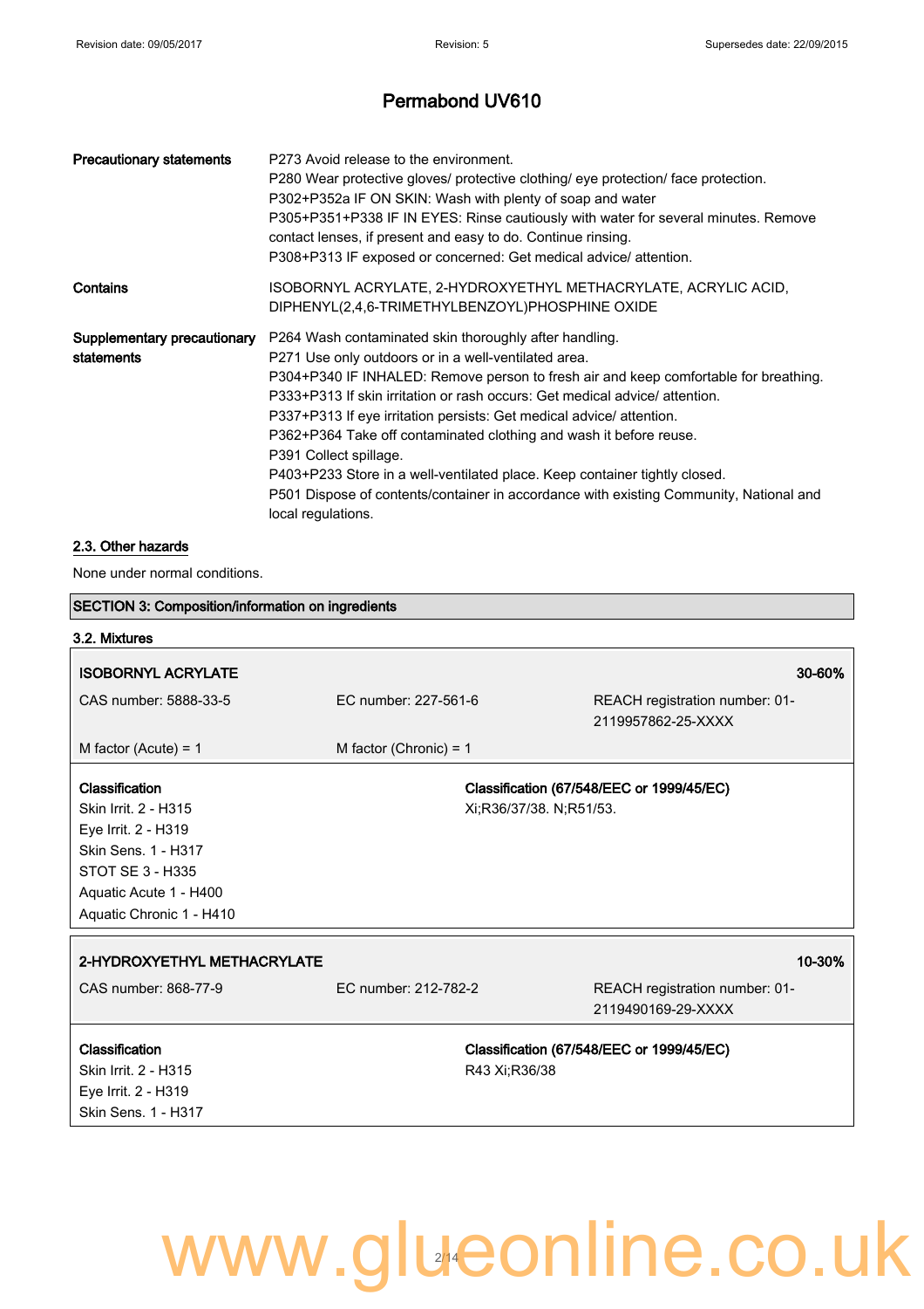| | |
|---|---|
| **Precautionary statements** | P273 Avoid release to the environment.<br>P280 Wear protective gloves/ protective clothing/ eye protection/ face protection.<br>P302+P352a IF ON SKIN: Wash with plenty of soap and water<br>P305+P351+P338 IF IN EYES: Rinse cautiously with water for several minutes. Remove contact lenses, if present and easy to do. Continue rinsing.<br>P308+P313 IF exposed or concerned: Get medical advice/ attention. |
| **Contains** | ISOBORNYL ACRYLATE, 2-HYDROXYETHYL METHACRYLATE, ACRYLIC ACID, DIPHENYL(2,4,6-TRIMETHYLBENZOYL)PHOSPHINE OXIDE |
| **Supplementary precautionary statements** | P264 Wash contaminated skin thoroughly after handling.<br>P271 Use only outdoors or in a well-ventilated area.<br>P304+P340 IF INHALED: Remove person to fresh air and keep comfortable for breathing.<br>P333+P313 If skin irritation or rash occurs: Get medical advice/ attention.<br>P337+P313 If eye irritation persists: Get medical advice/ attention.<br>P362+P364 Take off contaminated clothing and wash it before reuse.<br>P391 Collect spillage.<br>P403+P233 Store in a well-ventilated place. Keep container tightly closed.<br>P501 Dispose of contents/container in accordance with existing Community, National and local regulations. |

### 2.3. Other hazards

None under normal conditions.

## SECTION 3: Composition/information on ingredients

### 3.2. Mixtures

| **ISOBORNYL ACRYLATE** | | **30-60%** |
|---|---|---|
| CAS number: 5888-33-5 | EC number: 227-561-6 | REACH registration number: 01-2119957862-25-XXXX |
| M factor (Acute) = 1 | M factor (Chronic) = 1 | |

| **Classification** | **Classification (67/548/EEC or 1999/45/EC)** |
|---|---|
| Skin Irrit. 2 - H315<br>Eye Irrit. 2 - H319<br>Skin Sens. 1 - H317<br>STOT SE 3 - H335<br>Aquatic Acute 1 - H400<br>Aquatic Chronic 1 - H410 | Xi;R36/37/38. N;R51/53. |

| **2-HYDROXYETHYL METHACRYLATE** | | **10-30%** |
|---|---|---|
| CAS number: 868-77-9 | EC number: 212-782-2 | REACH registration number: 01-2119490169-29-XXXX |

| **Classification** | **Classification (67/548/EEC or 1999/45/EC)** |
|---|---|
| Skin Irrit. 2 - H315<br>Eye Irrit. 2 - H319<br>Skin Sens. 1 - H317 | R43 Xi;R36/38 |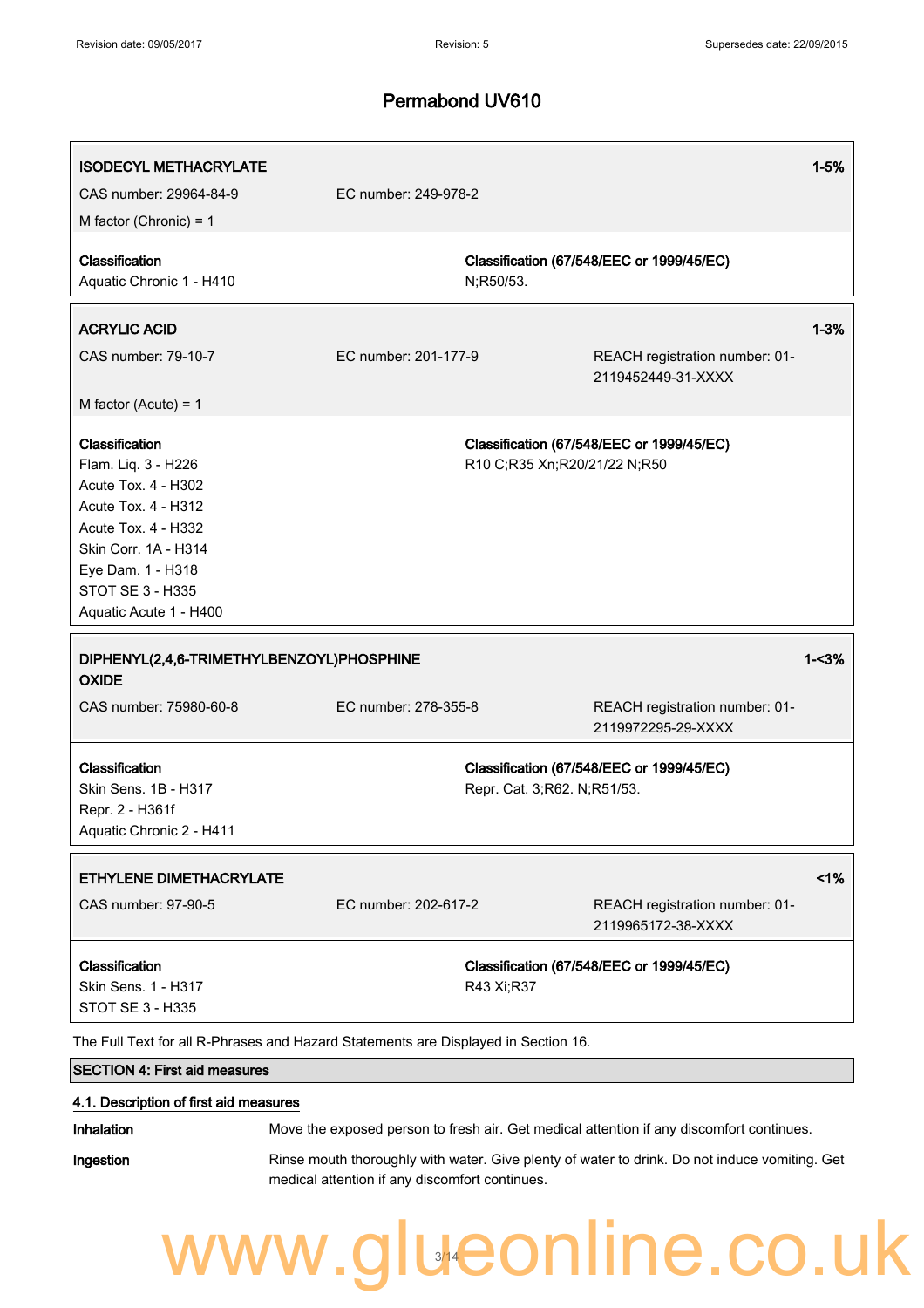| **ISODECYL METHACRYLATE** | | 1-5% |
|---|---|---|
| CAS number: 29964-84-9 | EC number: 249-978-2 | |
| M factor (Chronic) = 1 | | |
| **Classification**<br>Aquatic Chronic 1 - H410 | **Classification (67/548/EEC or 1999/45/EC)**<br>N;R50/53. | |

| **ACRYLIC ACID** | | 1-3% |
|---|---|---|
| CAS number: 79-10-7 | EC number: 201-177-9 | REACH registration number: 01-2119452449-31-XXXX |
| M factor (Acute) = 1 | | |
| **Classification**<br>Flam. Liq. 3 - H226<br>Acute Tox. 4 - H302<br>Acute Tox. 4 - H312<br>Acute Tox. 4 - H332<br>Skin Corr. 1A - H314<br>Eye Dam. 1 - H318<br>STOT SE 3 - H335<br>Aquatic Acute 1 - H400 | **Classification (67/548/EEC or 1999/45/EC)**<br>R10 C;R35 Xn;R20/21/22 N;R50 | |

| **DIPHENYL(2,4,6-TRIMETHYLBENZOYL)PHOSPHINE OXIDE** | | 1-<3% |
|---|---|---|
| CAS number: 75980-60-8 | EC number: 278-355-8 | REACH registration number: 01-2119972295-29-XXXX |
| **Classification**<br>Skin Sens. 1B - H317<br>Repr. 2 - H361f<br>Aquatic Chronic 2 - H411 | **Classification (67/548/EEC or 1999/45/EC)**<br>Repr. Cat. 3;R62. N;R51/53. | |

| **ETHYLENE DIMETHACRYLATE** | | <1% |
|---|---|---|
| CAS number: 97-90-5 | EC number: 202-617-2 | REACH registration number: 01-2119965172-38-XXXX |
| **Classification**<br>Skin Sens. 1 - H317<br>STOT SE 3 - H335 | **Classification (67/548/EEC or 1999/45/EC)**<br>R43 Xi;R37 | |

The Full Text for all R-Phrases and Hazard Statements are Displayed in Section 16.

## SECTION 4: First aid measures

### 4.1. Description of first aid measures

**Inhalation** Move the exposed person to fresh air. Get medical attention if any discomfort continues.

**Ingestion** Rinse mouth thoroughly with water. Give plenty of water to drink. Do not induce vomiting. Get medical attention if any discomfort continues.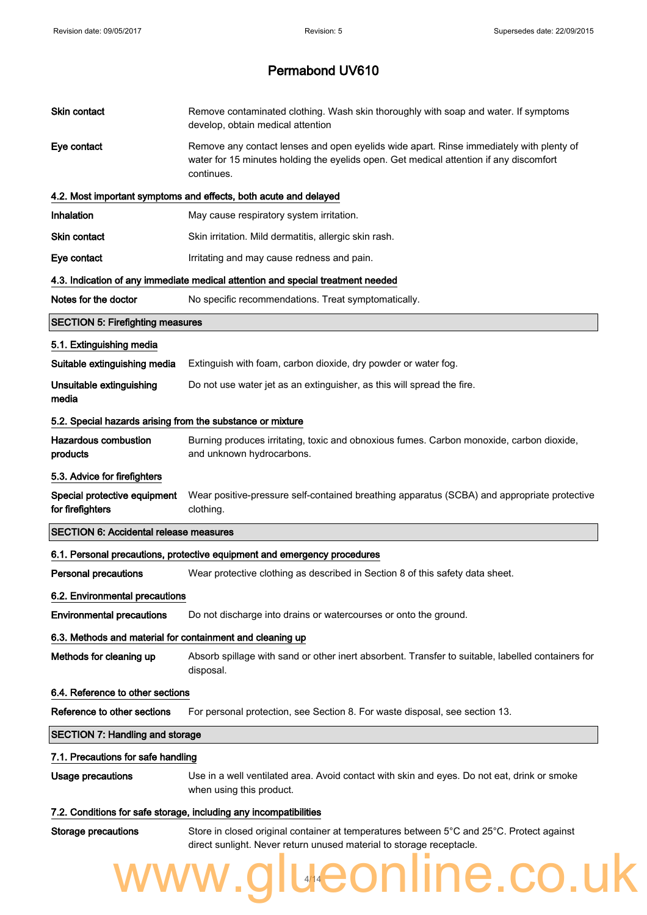# Permabond UV610

**Skin contact** Remove contaminated clothing. Wash skin thoroughly with soap and water. If symptoms develop, obtain medical attention

**Eye contact** Remove any contact lenses and open eyelids wide apart. Rinse immediately with plenty of water for 15 minutes holding the eyelids open. Get medical attention if any discomfort continues.

### 4.2. Most important symptoms and effects, both acute and delayed

**Inhalation** May cause respiratory system irritation.

**Skin contact** Skin irritation. Mild dermatitis, allergic skin rash.

**Eye contact** Irritating and may cause redness and pain.

### 4.3. Indication of any immediate medical attention and special treatment needed

**Notes for the doctor** No specific recommendations. Treat symptomatically.

## SECTION 5: Firefighting measures

### 5.1. Extinguishing media

**Suitable extinguishing media** Extinguish with foam, carbon dioxide, dry powder or water fog.

**Unsuitable extinguishing media** Do not use water jet as an extinguisher, as this will spread the fire.

### 5.2. Special hazards arising from the substance or mixture

**Hazardous combustion products** Burning produces irritating, toxic and obnoxious fumes. Carbon monoxide, carbon dioxide, and unknown hydrocarbons.

### 5.3. Advice for firefighters

**Special protective equipment for firefighters** Wear positive-pressure self-contained breathing apparatus (SCBA) and appropriate protective clothing.

## SECTION 6: Accidental release measures

### 6.1. Personal precautions, protective equipment and emergency procedures

**Personal precautions** Wear protective clothing as described in Section 8 of this safety data sheet.

### 6.2. Environmental precautions

**Environmental precautions** Do not discharge into drains or watercourses or onto the ground.

### 6.3. Methods and material for containment and cleaning up

**Methods for cleaning up** Absorb spillage with sand or other inert absorbent. Transfer to suitable, labelled containers for disposal.

### 6.4. Reference to other sections

**Reference to other sections** For personal protection, see Section 8. For waste disposal, see section 13.

## SECTION 7: Handling and storage

### 7.1. Precautions for safe handling

**Usage precautions** Use in a well ventilated area. Avoid contact with skin and eyes. Do not eat, drink or smoke when using this product.

### 7.2. Conditions for safe storage, including any incompatibilities

**Storage precautions** Store in closed original container at temperatures between 5°C and 25°C. Protect against direct sunlight. Never return unused material to storage receptacle.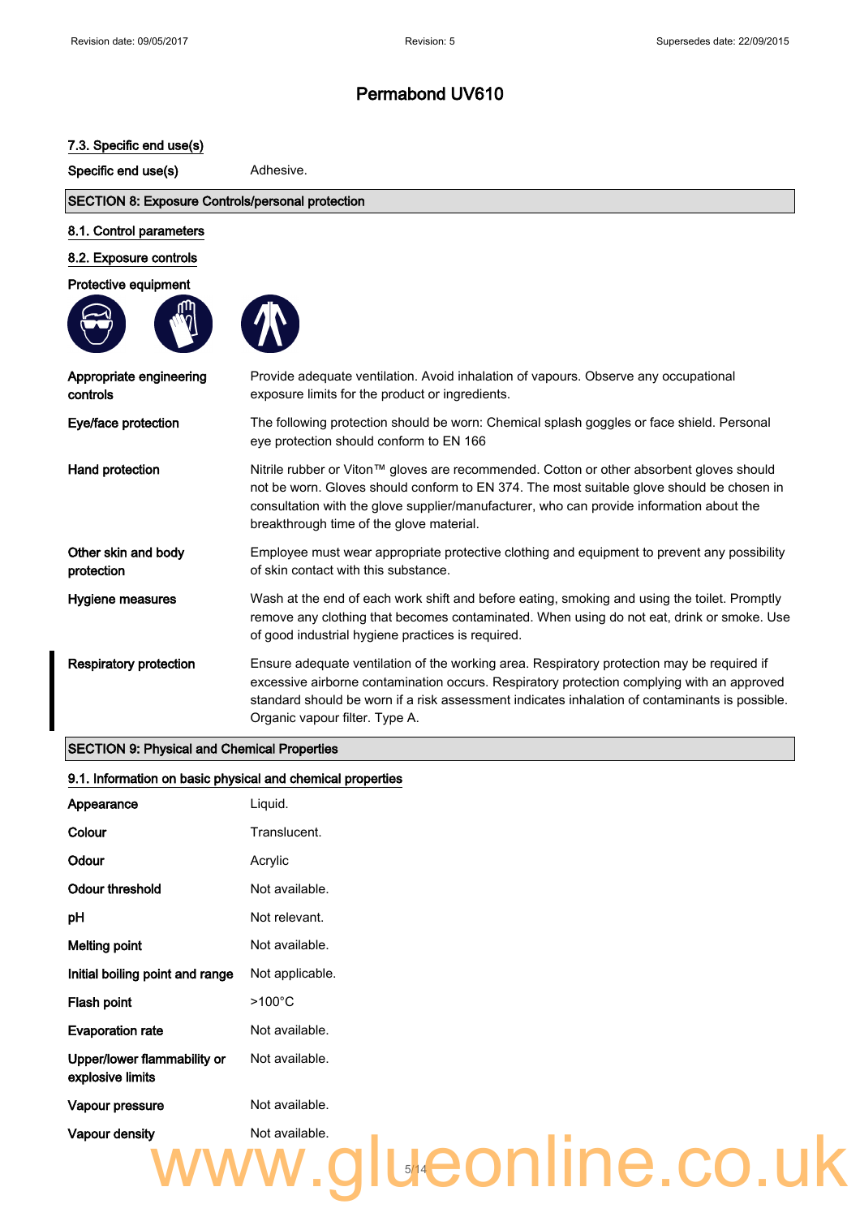# Permabond UV610

### 7.3. Specific end use(s)

| | |
|---|---|
| **Specific end use(s)** | Adhesive. |

## SECTION 8: Exposure Controls/personal protection

### 8.1. Control parameters

### 8.2. Exposure controls

**Protective equipment**

| | |
|---|---|
| **Appropriate engineering controls** | Provide adequate ventilation. Avoid inhalation of vapours. Observe any occupational exposure limits for the product or ingredients. |
| **Eye/face protection** | The following protection should be worn: Chemical splash goggles or face shield. Personal eye protection should conform to EN 166 |
| **Hand protection** | Nitrile rubber or Viton™ gloves are recommended. Cotton or other absorbent gloves should not be worn. Gloves should conform to EN 374. The most suitable glove should be chosen in consultation with the glove supplier/manufacturer, who can provide information about the breakthrough time of the glove material. |
| **Other skin and body protection** | Employee must wear appropriate protective clothing and equipment to prevent any possibility of skin contact with this substance. |
| **Hygiene measures** | Wash at the end of each work shift and before eating, smoking and using the toilet. Promptly remove any clothing that becomes contaminated. When using do not eat, drink or smoke. Use of good industrial hygiene practices is required. |
| **Respiratory protection** | Ensure adequate ventilation of the working area. Respiratory protection may be required if excessive airborne contamination occurs. Respiratory protection complying with an approved standard should be worn if a risk assessment indicates inhalation of contaminants is possible. Organic vapour filter. Type A. |

## SECTION 9: Physical and Chemical Properties

### 9.1. Information on basic physical and chemical properties

| | |
|---|---|
| **Appearance** | Liquid. |
| **Colour** | Translucent. |
| **Odour** | Acrylic |
| **Odour threshold** | Not available. |
| **pH** | Not relevant. |
| **Melting point** | Not available. |
| **Initial boiling point and range** | Not applicable. |
| **Flash point** | >100°C |
| **Evaporation rate** | Not available. |
| **Upper/lower flammability or explosive limits** | Not available. |
| **Vapour pressure** | Not available. |
| **Vapour density** | Not available. |

www.glueonline.co.uk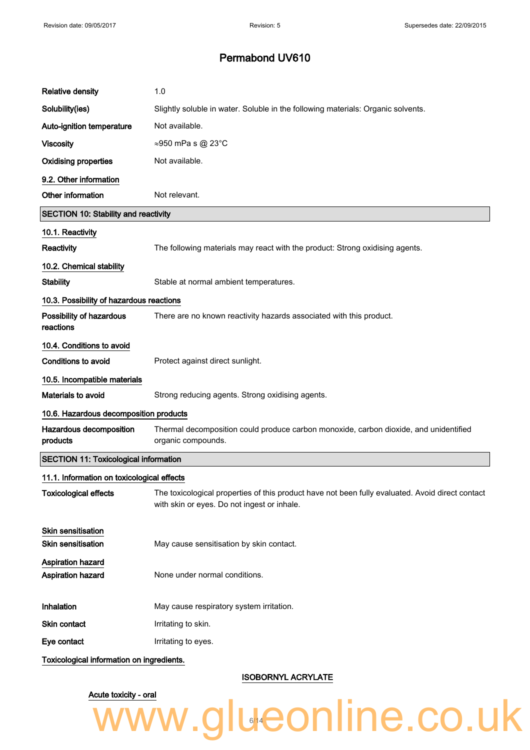# Permabond UV610

| | |
|---|---|
| **Relative density** | 1.0 |
| **Solubility(ies)** | Slightly soluble in water. Soluble in the following materials: Organic solvents. |
| **Auto-ignition temperature** | Not available. |
| **Viscosity** | ≈950 mPa s @ 23°C |
| **Oxidising properties** | Not available. |

### 9.2. Other information

| | |
|---|---|
| **Other information** | Not relevant. |

## SECTION 10: Stability and reactivity

### 10.1. Reactivity

| | |
|---|---|
| **Reactivity** | The following materials may react with the product: Strong oxidising agents. |

### 10.2. Chemical stability

| | |
|---|---|
| **Stability** | Stable at normal ambient temperatures. |

### 10.3. Possibility of hazardous reactions

| | |
|---|---|
| **Possibility of hazardous reactions** | There are no known reactivity hazards associated with this product. |

### 10.4. Conditions to avoid

| | |
|---|---|
| **Conditions to avoid** | Protect against direct sunlight. |

### 10.5. Incompatible materials

| | |
|---|---|
| **Materials to avoid** | Strong reducing agents. Strong oxidising agents. |

### 10.6. Hazardous decomposition products

| | |
|---|---|
| **Hazardous decomposition products** | Thermal decomposition could produce carbon monoxide, carbon dioxide, and unidentified organic compounds. |

## SECTION 11: Toxicological information

### 11.1. Information on toxicological effects

| | |
|---|---|
| **Toxicological effects** | The toxicological properties of this product have not been fully evaluated. Avoid direct contact with skin or eyes. Do not ingest or inhale. |

### Skin sensitisation

| | |
|---|---|
| **Skin sensitisation** | May cause sensitisation by skin contact. |

### Aspiration hazard

| | |
|---|---|
| **Aspiration hazard** | None under normal conditions. |

| | |
|---|---|
| **Inhalation** | May cause respiratory system irritation. |
| **Skin contact** | Irritating to skin. |
| **Eye contact** | Irritating to eyes. |

### Toxicological information on ingredients.

**ISOBORNYL ACRYLATE**

Acute toxicity - oral

www.glueonline.co.uk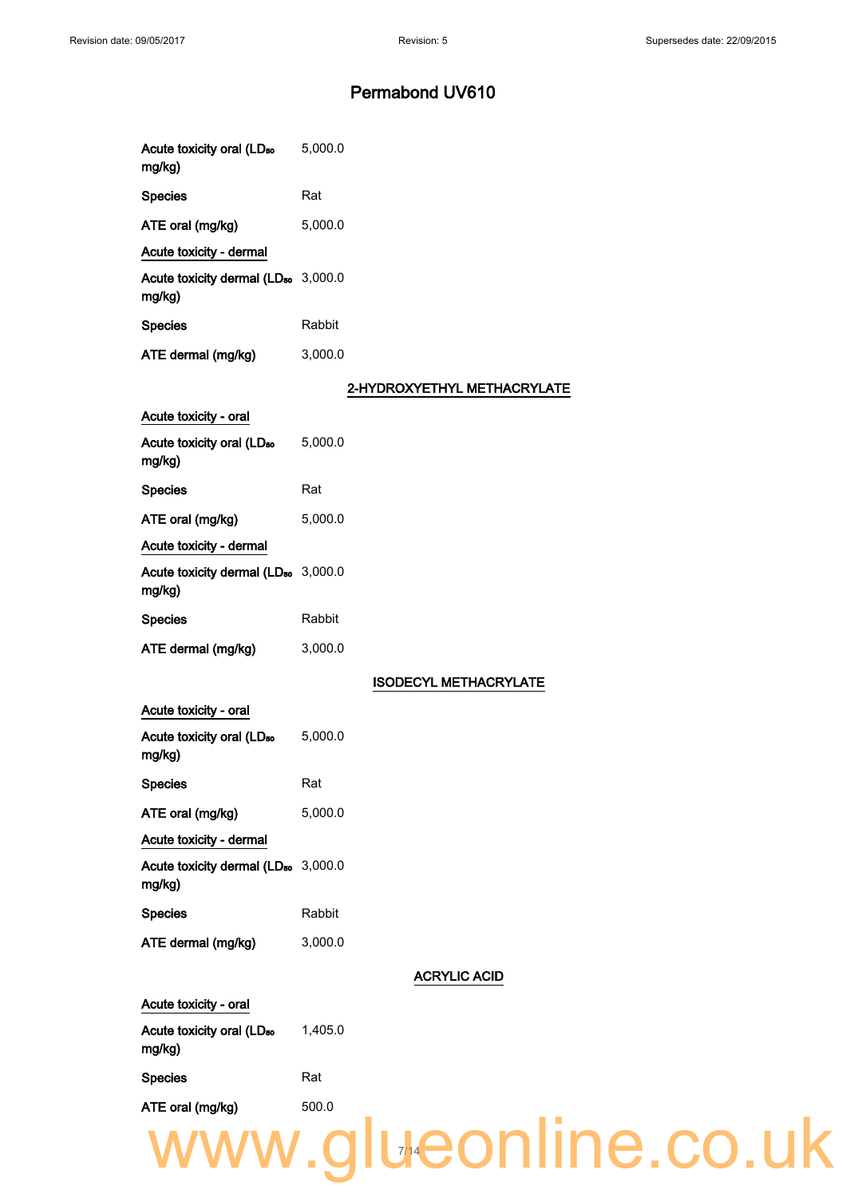| | |
|---|---|
| Acute toxicity oral ($LD_{50}$ mg/kg) | 5,000.0 |
| Species | Rat |
| ATE oral (mg/kg) | 5,000.0 |

Acute toxicity - dermal

| | |
|---|---|
| Acute toxicity dermal ($LD_{50}$ mg/kg) | 3,000.0 |
| Species | Rabbit |
| ATE dermal (mg/kg) | 3,000.0 |

### 2-HYDROXYETHYL METHACRYLATE

Acute toxicity - oral

| | |
|---|---|
| Acute toxicity oral ($LD_{50}$ mg/kg) | 5,000.0 |
| Species | Rat |
| ATE oral (mg/kg) | 5,000.0 |

Acute toxicity - dermal

| | |
|---|---|
| Acute toxicity dermal ($LD_{50}$ mg/kg) | 3,000.0 |
| Species | Rabbit |
| ATE dermal (mg/kg) | 3,000.0 |

### ISODECYL METHACRYLATE

Acute toxicity - oral

| | |
|---|---|
| Acute toxicity oral ($LD_{50}$ mg/kg) | 5,000.0 |
| Species | Rat |
| ATE oral (mg/kg) | 5,000.0 |

Acute toxicity - dermal

| | |
|---|---|
| Acute toxicity dermal ($LD_{50}$ mg/kg) | 3,000.0 |
| Species | Rabbit |
| ATE dermal (mg/kg) | 3,000.0 |

### ACRYLIC ACID

Acute toxicity - oral

| | |
|---|---|
| Acute toxicity oral ($LD_{50}$ mg/kg) | 1,405.0 |
| Species | Rat |
| ATE oral (mg/kg) | 500.0 |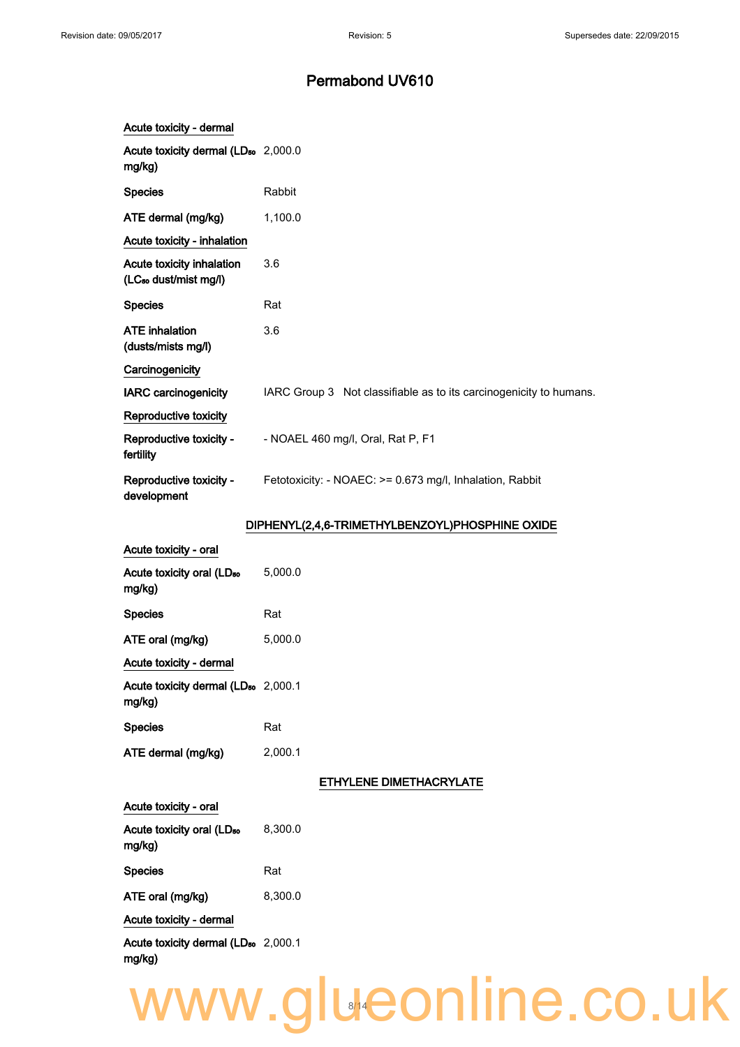# Permabond UV610

<u>Acute toxicity - dermal</u>

| | |
|---|---|
| **Acute toxicity dermal ($LD_{50}$ mg/kg)** | 2,000.0 |
| **Species** | Rabbit |
| **ATE dermal (mg/kg)** | 1,100.0 |

<u>Acute toxicity - inhalation</u>

| | |
|---|---|
| **Acute toxicity inhalation ($LC_{50}$ dust/mist mg/l)** | 3.6 |
| **Species** | Rat |
| **ATE inhalation (dusts/mists mg/l)** | 3.6 |

<u>Carcinogenicity</u>

| | |
|---|---|
| **IARC carcinogenicity** | IARC Group 3 Not classifiable as to its carcinogenicity to humans. |

<u>Reproductive toxicity</u>

| | |
|---|---|
| **Reproductive toxicity - fertility** | - NOAEL 460 mg/l, Oral, Rat P, F1 |
| **Reproductive toxicity - development** | Fetotoxicity: - NOAEC: >= 0.673 mg/l, Inhalation, Rabbit |

## DIPHENYL(2,4,6-TRIMETHYLBENZOYL)PHOSPHINE OXIDE

<u>Acute toxicity - oral</u>

| | |
|---|---|
| **Acute toxicity oral ($LD_{50}$ mg/kg)** | 5,000.0 |
| **Species** | Rat |
| **ATE oral (mg/kg)** | 5,000.0 |

<u>Acute toxicity - dermal</u>

| | |
|---|---|
| **Acute toxicity dermal ($LD_{50}$ mg/kg)** | 2,000.1 |
| **Species** | Rat |
| **ATE dermal (mg/kg)** | 2,000.1 |

## ETHYLENE DIMETHACRYLATE

<u>Acute toxicity - oral</u>

| | |
|---|---|
| **Acute toxicity oral ($LD_{50}$ mg/kg)** | 8,300.0 |
| **Species** | Rat |
| **ATE oral (mg/kg)** | 8,300.0 |

<u>Acute toxicity - dermal</u>

| | |
|---|---|
| **Acute toxicity dermal ($LD_{50}$ mg/kg)** | 2,000.1 |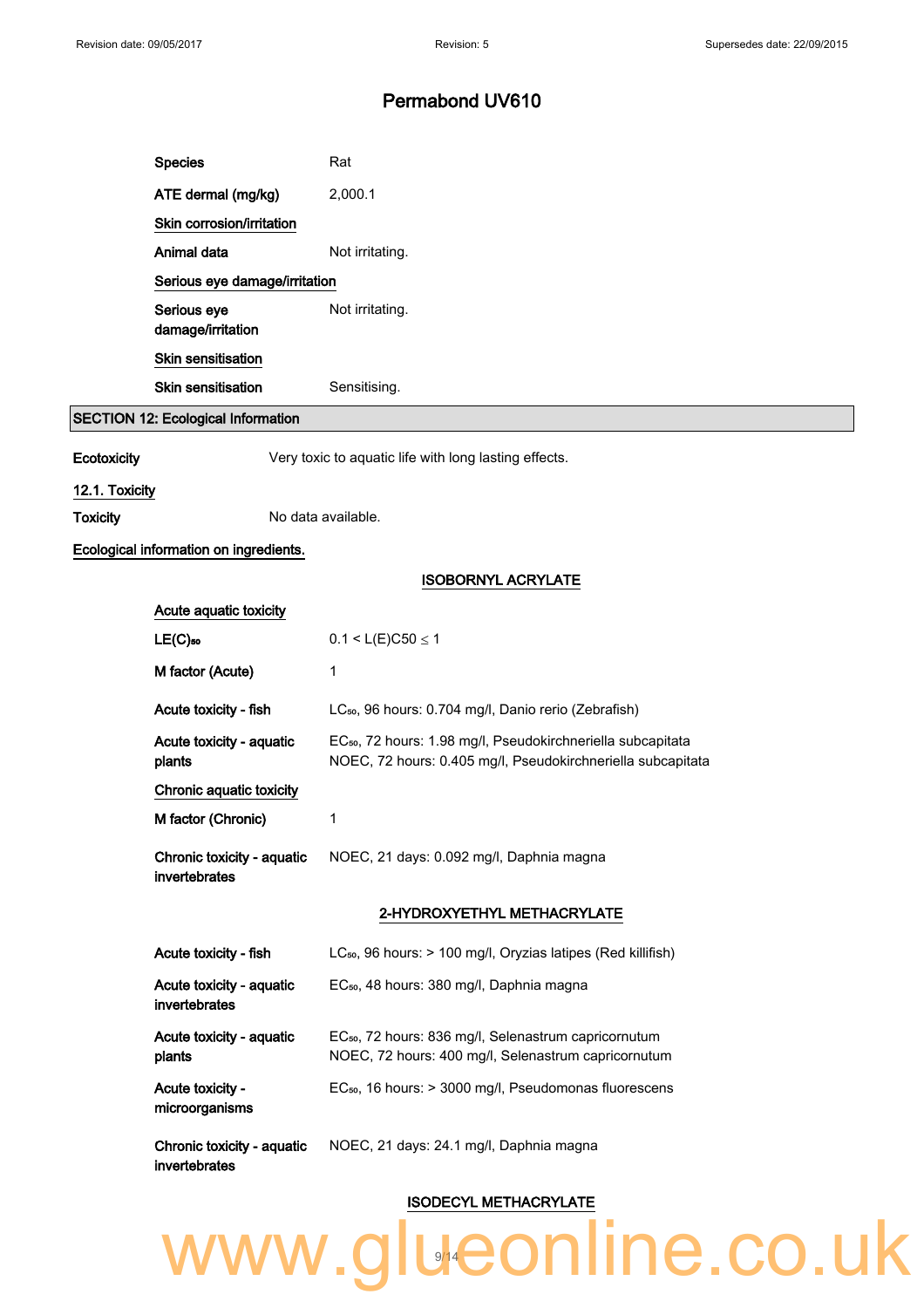| | |
|---|---|
| **Species** | Rat |
| **ATE dermal (mg/kg)** | 2,000.1 |

**Skin corrosion/irritation**

| | |
|---|---|
| **Animal data** | Not irritating. |

**Serious eye damage/irritation**

| | |
|---|---|
| **Serious eye damage/irritation** | Not irritating. |

**Skin sensitisation**

| | |
|---|---|
| **Skin sensitisation** | Sensitising. |

## SECTION 12: Ecological Information

| | |
|---|---|
| **Ecotoxicity** | Very toxic to aquatic life with long lasting effects. |

**12.1. Toxicity**

| | |
|---|---|
| **Toxicity** | No data available. |

**Ecological information on ingredients.**

### ISOBORNYL ACRYLATE

**Acute aquatic toxicity**

| | |
|---|---|
| **$LE(C)_{50}$** | $0.1 < L(E)C50 \leq 1$ |
| **M factor (Acute)** | 1 |
| **Acute toxicity - fish** | $LC_{50}$, 96 hours: 0.704 mg/l, Danio rerio (Zebrafish) |
| **Acute toxicity - aquatic plants** | $EC_{50}$, 72 hours: 1.98 mg/l, Pseudokirchneriella subcapitata<br>NOEC, 72 hours: 0.405 mg/l, Pseudokirchneriella subcapitata |

**Chronic aquatic toxicity**

| | |
|---|---|
| **M factor (Chronic)** | 1 |
| **Chronic toxicity - aquatic invertebrates** | NOEC, 21 days: 0.092 mg/l, Daphnia magna |

### 2-HYDROXYETHYL METHACRYLATE

| | |
|---|---|
| **Acute toxicity - fish** | $LC_{50}$, 96 hours: > 100 mg/l, Oryzias latipes (Red killifish) |
| **Acute toxicity - aquatic invertebrates** | $EC_{50}$, 48 hours: 380 mg/l, Daphnia magna |
| **Acute toxicity - aquatic plants** | $EC_{50}$, 72 hours: 836 mg/l, Selenastrum capricornutum<br>NOEC, 72 hours: 400 mg/l, Selenastrum capricornutum |
| **Acute toxicity - microorganisms** | $EC_{50}$, 16 hours: > 3000 mg/l, Pseudomonas fluorescens |
| **Chronic toxicity - aquatic invertebrates** | NOEC, 21 days: 24.1 mg/l, Daphnia magna |

### ISODECYL METHACRYLATE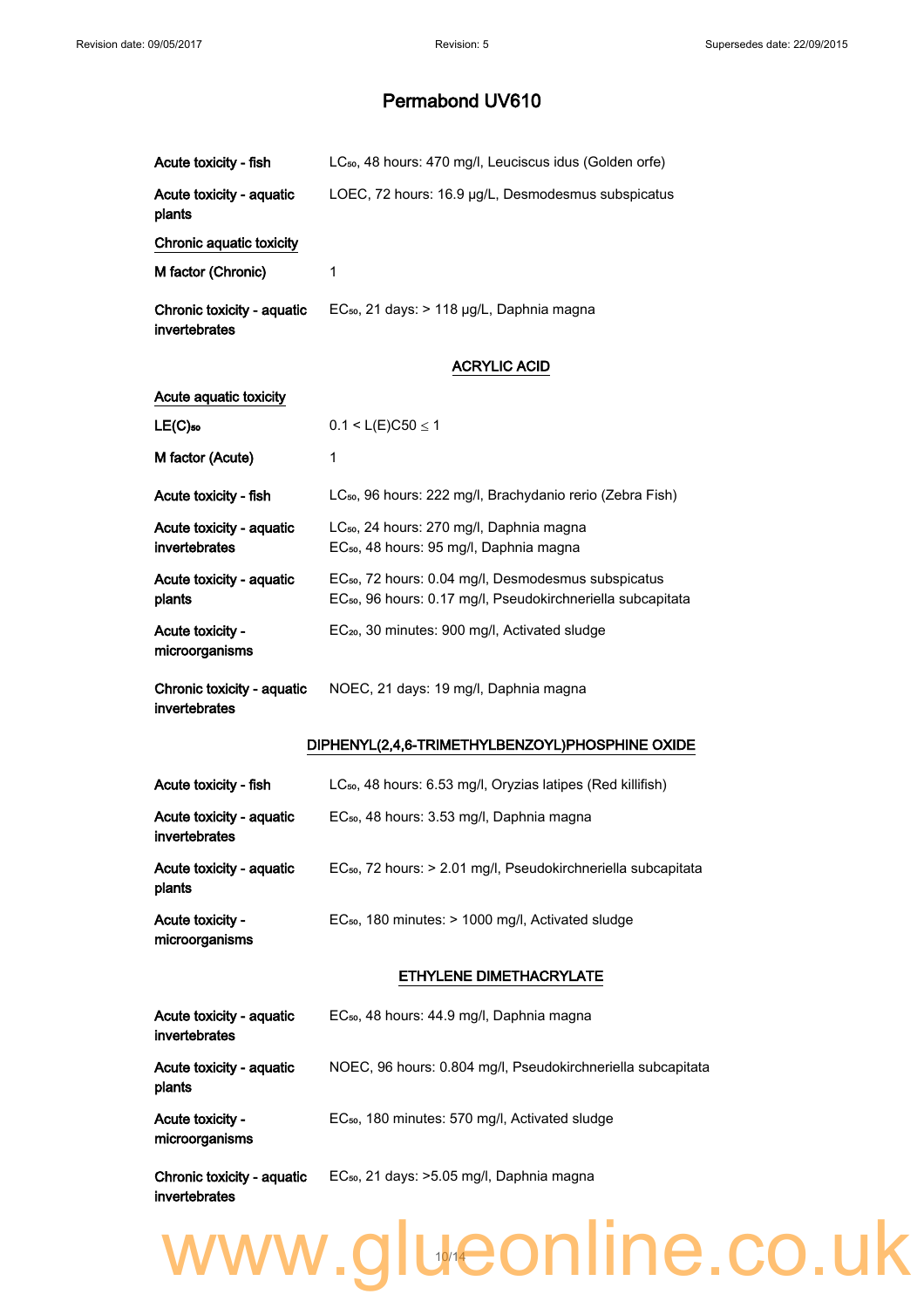| | |
|---|---|
| Acute toxicity - fish | $LC_{50}$, 48 hours: 470 mg/l, Leuciscus idus (Golden orfe) |
| Acute toxicity - aquatic plants | LOEC, 72 hours: 16.9 µg/L, Desmodesmus subspicatus |

**Chronic aquatic toxicity**

| | |
|---|---|
| M factor (Chronic) | 1 |
| Chronic toxicity - aquatic invertebrates | $EC_{50}$, 21 days: > 118 µg/L, Daphnia magna |

## ACRYLIC ACID

**Acute aquatic toxicity**

| | |
|---|---|
| $LE(C)_{50}$ | $0.1 < L(E)C50 \leq 1$ |
| M factor (Acute) | 1 |
| Acute toxicity - fish | $LC_{50}$, 96 hours: 222 mg/l, Brachydanio rerio (Zebra Fish) |
| Acute toxicity - aquatic invertebrates | $LC_{50}$, 24 hours: 270 mg/l, Daphnia magna<br>$EC_{50}$, 48 hours: 95 mg/l, Daphnia magna |
| Acute toxicity - aquatic plants | $EC_{50}$, 72 hours: 0.04 mg/l, Desmodesmus subspicatus<br>$EC_{50}$, 96 hours: 0.17 mg/l, Pseudokirchneriella subcapitata |
| Acute toxicity - microorganisms | $EC_{20}$, 30 minutes: 900 mg/l, Activated sludge |
| Chronic toxicity - aquatic invertebrates | NOEC, 21 days: 19 mg/l, Daphnia magna |

## DIPHENYL(2,4,6-TRIMETHYLBENZOYL)PHOSPHINE OXIDE

| | |
|---|---|
| Acute toxicity - fish | $LC_{50}$, 48 hours: 6.53 mg/l, Oryzias latipes (Red killifish) |
| Acute toxicity - aquatic invertebrates | $EC_{50}$, 48 hours: 3.53 mg/l, Daphnia magna |
| Acute toxicity - aquatic plants | $EC_{50}$, 72 hours: > 2.01 mg/l, Pseudokirchneriella subcapitata |
| Acute toxicity - microorganisms | $EC_{50}$, 180 minutes: > 1000 mg/l, Activated sludge |

## ETHYLENE DIMETHACRYLATE

| | |
|---|---|
| Acute toxicity - aquatic invertebrates | $EC_{50}$, 48 hours: 44.9 mg/l, Daphnia magna |
| Acute toxicity - aquatic plants | NOEC, 96 hours: 0.804 mg/l, Pseudokirchneriella subcapitata |
| Acute toxicity - microorganisms | $EC_{50}$, 180 minutes: 570 mg/l, Activated sludge |
| Chronic toxicity - aquatic invertebrates | $EC_{50}$, 21 days: >5.05 mg/l, Daphnia magna |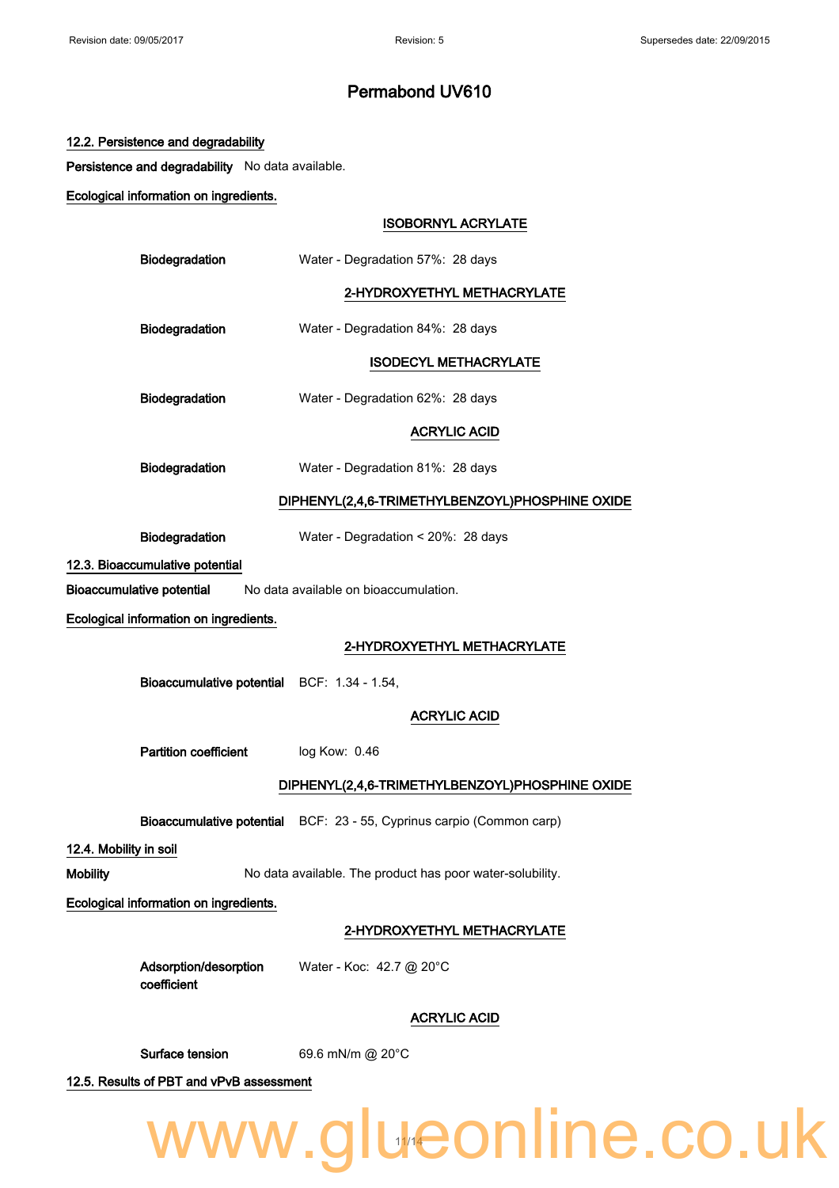# Permabond UV610

## 12.2. Persistence and degradability

**Persistence and degradability** No data available.

**Ecological information on ingredients.**

### ISOBORNYL ACRYLATE

**Biodegradation** Water - Degradation 57%: 28 days

### 2-HYDROXYETHYL METHACRYLATE

**Biodegradation** Water - Degradation 84%: 28 days

### ISODECYL METHACRYLATE

**Biodegradation** Water - Degradation 62%: 28 days

### ACRYLIC ACID

**Biodegradation** Water - Degradation 81%: 28 days

### DIPHENYL(2,4,6-TRIMETHYLBENZOYL)PHOSPHINE OXIDE

**Biodegradation** Water - Degradation < 20%: 28 days

## 12.3. Bioaccumulative potential

**Bioaccumulative potential** No data available on bioaccumulation.

**Ecological information on ingredients.**

### 2-HYDROXYETHYL METHACRYLATE

**Bioaccumulative potential** BCF: 1.34 - 1.54,

### ACRYLIC ACID

**Partition coefficient** log Kow: 0.46

### DIPHENYL(2,4,6-TRIMETHYLBENZOYL)PHOSPHINE OXIDE

**Bioaccumulative potential** BCF: 23 - 55, Cyprinus carpio (Common carp)

## 12.4. Mobility in soil

**Mobility** No data available. The product has poor water-solubility.

**Ecological information on ingredients.**

### 2-HYDROXYETHYL METHACRYLATE

**Adsorption/desorption coefficient** Water - Koc: 42.7 @ 20°C

### ACRYLIC ACID

**Surface tension** 69.6 mN/m @ 20°C

## 12.5. Results of PBT and vPvB assessment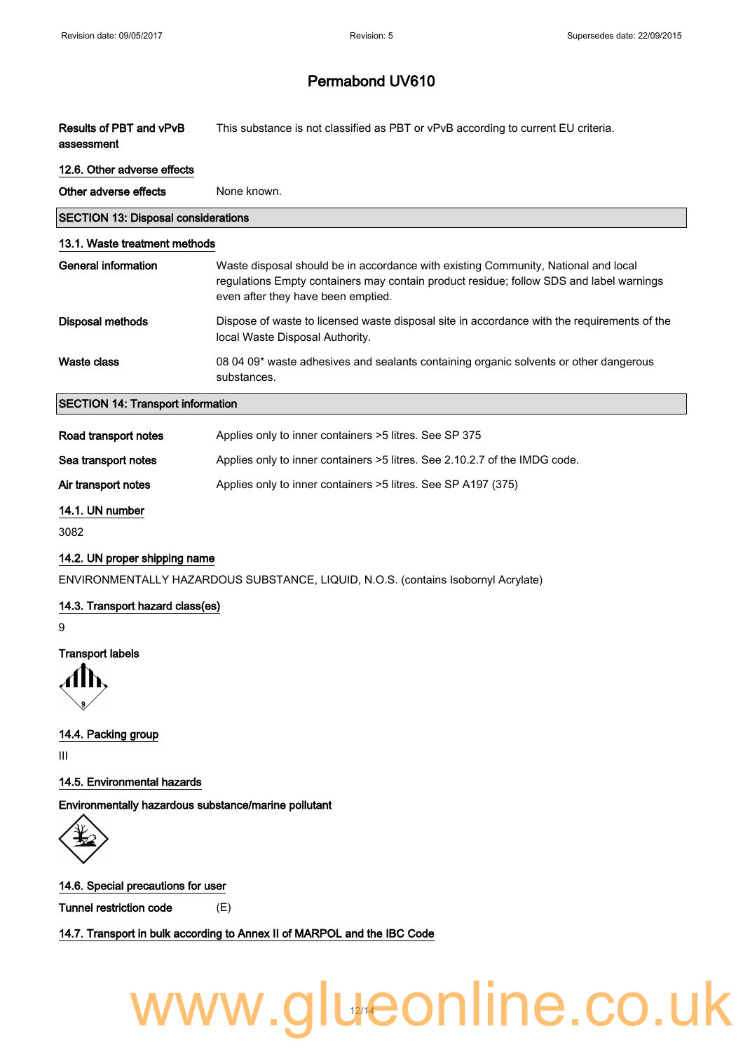# Permabond UV610

**Results of PBT and vPvB assessment** This substance is not classified as PBT or vPvB according to current EU criteria.

### 12.6. Other adverse effects

**Other adverse effects** None known.

## SECTION 13: Disposal considerations

### 13.1. Waste treatment methods

**General information** Waste disposal should be in accordance with existing Community, National and local regulations Empty containers may contain product residue; follow SDS and label warnings even after they have been emptied.

**Disposal methods** Dispose of waste to licensed waste disposal site in accordance with the requirements of the local Waste Disposal Authority.

**Waste class** 08 04 09* waste adhesives and sealants containing organic solvents or other dangerous substances.

## SECTION 14: Transport information

**Road transport notes** Applies only to inner containers >5 litres. See SP 375

**Sea transport notes** Applies only to inner containers >5 litres. See 2.10.2.7 of the IMDG code.

**Air transport notes** Applies only to inner containers >5 litres. See SP A197 (375)

### 14.1. UN number

3082

### 14.2. UN proper shipping name

ENVIRONMENTALLY HAZARDOUS SUBSTANCE, LIQUID, N.O.S. (contains Isobornyl Acrylate)

### 14.3. Transport hazard class(es)

9

**Transport labels**

### 14.4. Packing group

III

### 14.5. Environmental hazards

**Environmentally hazardous substance/marine pollutant**

### 14.6. Special precautions for user

**Tunnel restriction code** (E)

### 14.7. Transport in bulk according to Annex II of MARPOL and the IBC Code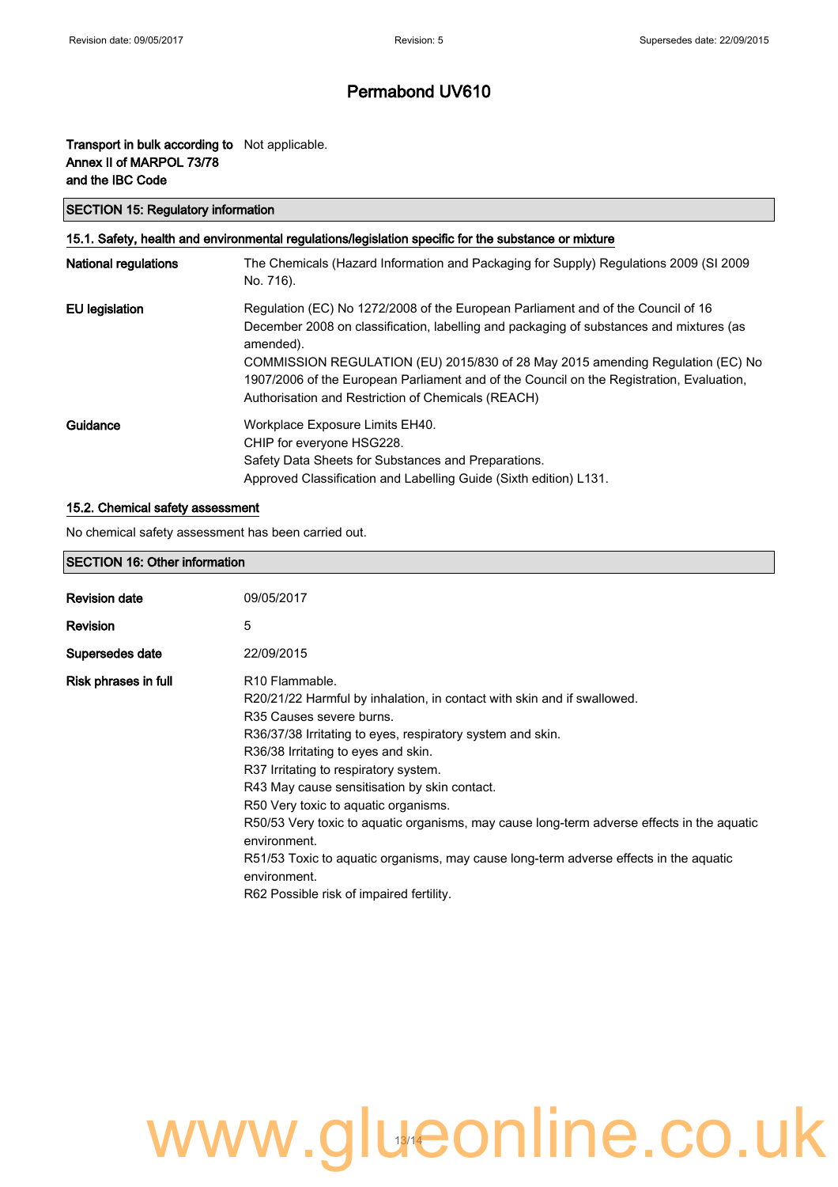# Permabond UV610

**Transport in bulk according to Annex II of MARPOL 73/78 and the IBC Code** Not applicable.

## SECTION 15: Regulatory information

### 15.1. Safety, health and environmental regulations/legislation specific for the substance or mixture

**National regulations** The Chemicals (Hazard Information and Packaging for Supply) Regulations 2009 (SI 2009 No. 716).

**EU legislation** Regulation (EC) No 1272/2008 of the European Parliament and of the Council of 16 December 2008 on classification, labelling and packaging of substances and mixtures (as amended).
COMMISSION REGULATION (EU) 2015/830 of 28 May 2015 amending Regulation (EC) No 1907/2006 of the European Parliament and of the Council on the Registration, Evaluation, Authorisation and Restriction of Chemicals (REACH)

**Guidance** Workplace Exposure Limits EH40.
CHIP for everyone HSG228.
Safety Data Sheets for Substances and Preparations.
Approved Classification and Labelling Guide (Sixth edition) L131.

### 15.2. Chemical safety assessment

No chemical safety assessment has been carried out.

## SECTION 16: Other information

**Revision date** 09/05/2017

**Revision** 5

**Supersedes date** 22/09/2015

**Risk phrases in full**
R10 Flammable.
R20/21/22 Harmful by inhalation, in contact with skin and if swallowed.
R35 Causes severe burns.
R36/37/38 Irritating to eyes, respiratory system and skin.
R36/38 Irritating to eyes and skin.
R37 Irritating to respiratory system.
R43 May cause sensitisation by skin contact.
R50 Very toxic to aquatic organisms.
R50/53 Very toxic to aquatic organisms, may cause long-term adverse effects in the aquatic environment.
R51/53 Toxic to aquatic organisms, may cause long-term adverse effects in the aquatic environment.
R62 Possible risk of impaired fertility.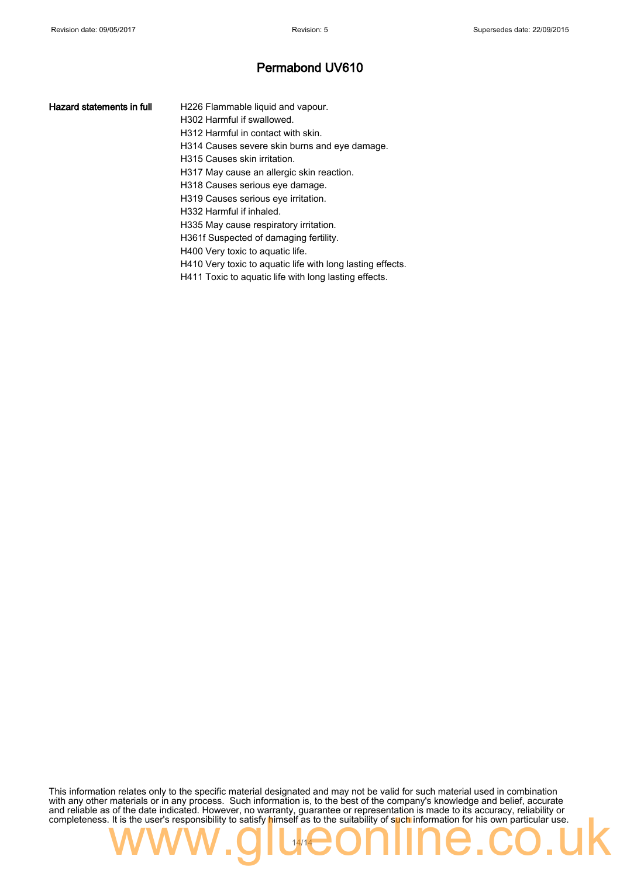# Permabond UV610

**Hazard statements in full**

H226 Flammable liquid and vapour.
H302 Harmful if swallowed.
H312 Harmful in contact with skin.
H314 Causes severe skin burns and eye damage.
H315 Causes skin irritation.
H317 May cause an allergic skin reaction.
H318 Causes serious eye damage.
H319 Causes serious eye irritation.
H332 Harmful if inhaled.
H335 May cause respiratory irritation.
H361f Suspected of damaging fertility.
H400 Very toxic to aquatic life.
H410 Very toxic to aquatic life with long lasting effects.
H411 Toxic to aquatic life with long lasting effects.

This information relates only to the specific material designated and may not be valid for such material used in combination with any other materials or in any process. Such information is, to the best of the company's knowledge and belief, accurate and reliable as of the date indicated. However, no warranty, guarantee or representation is made to its accuracy, reliability or completeness. It is the user's responsibility to satisfy himself as to the suitability of such information for his own particular use.

www.glueonline.co.uk